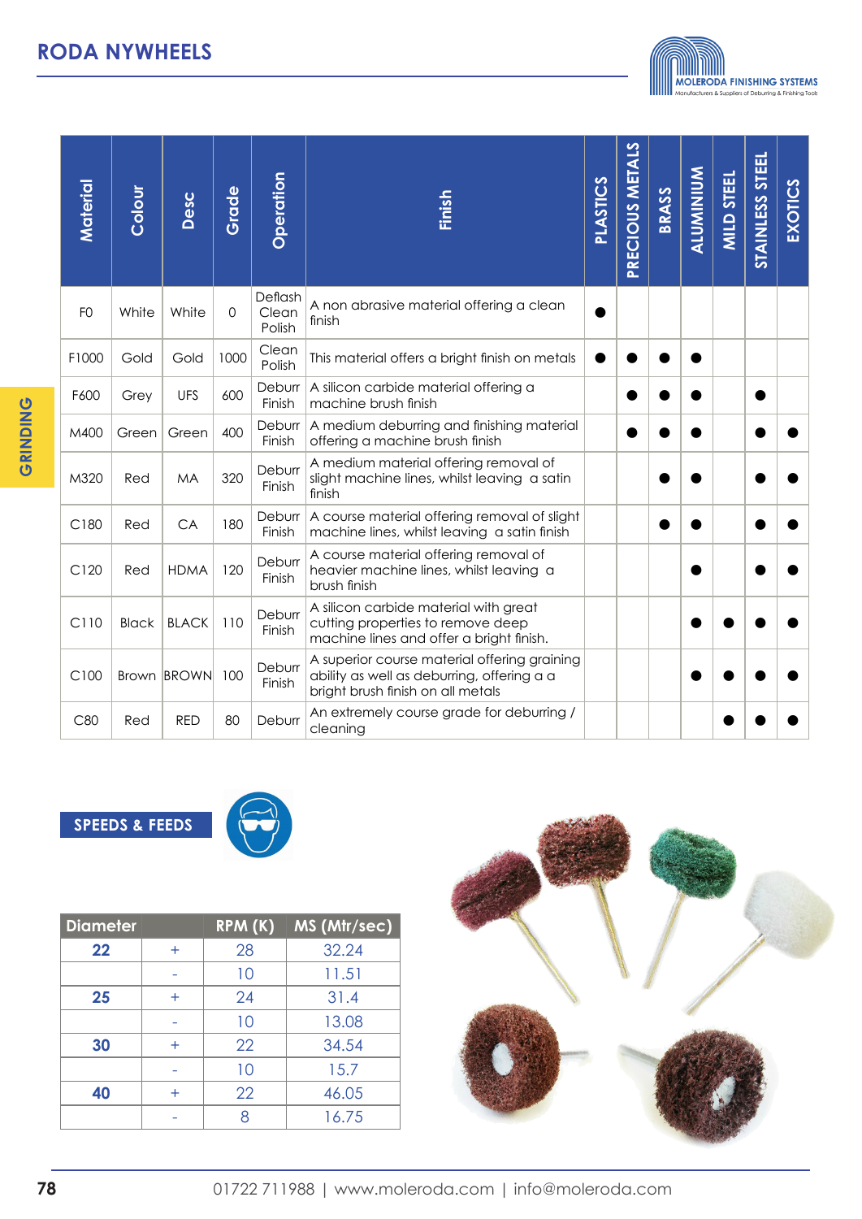# RODA NYWHEELS

| Material | Colour | Desc | Grade | Operation | Finish | PLASTICS | PRECIOUS METALS | BRASS | ALUMINIUM | MILD STEEL | STAINLESS STEEL | EXOTICS |
|---|---|---|---|---|---|---|---|---|---|---|---|---|
| F0 | White | White | 0 | Deflash Clean Polish | A non abrasive material offering a clean finish | ● | | | | | | |
| F1000 | Gold | Gold | 1000 | Clean Polish | This material offers a bright finish on metals | ● | ● | ● | ● | | | |
| F600 | Grey | UFS | 600 | Deburr Finish | A silicon carbide material offering a machine brush finish | | ● | ● | ● | | ● | |
| M400 | Green | Green | 400 | Deburr Finish | A medium deburring and finishing material offering a machine brush finish | | ● | ● | ● | | ● | ● |
| M320 | Red | MA | 320 | Deburr Finish | A medium material offering removal of slight machine lines, whilst leaving a satin finish | | | ● | ● | | ● | ● |
| C180 | Red | CA | 180 | Deburr Finish | A course material offering removal of slight machine lines, whilst leaving a satin finish | | | ● | ● | | ● | ● |
| C120 | Red | HDMA | 120 | Deburr Finish | A course material offering removal of heavier machine lines, whilst leaving a brush finish | | | | ● | | ● | ● |
| C110 | Black | BLACK | 110 | Deburr Finish | A silicon carbide material with great cutting properties to remove deep machine lines and offer a bright finish. | | | | ● | ● | ● | ● |
| C100 | Brown | BROWN | 100 | Deburr Finish | A superior course material offering graining ability as well as deburring, offering a a bright brush finish on all metals | | | | ● | ● | ● | ● |
| C80 | Red | RED | 80 | Deburr | An extremely course grade for deburring / cleaning | | | | | ● | ● | ● |

## SPEEDS & FEEDS

| Diameter | | RPM (K) | MS (Mtr/sec) |
|---|---|---|---|
| 22 | + | 28 | 32.24 |
| | - | 10 | 11.51 |
| 25 | + | 24 | 31.4 |
| | - | 10 | 13.08 |
| 30 | + | 22 | 34.54 |
| | - | 10 | 15.7 |
| 40 | + | 22 | 46.05 |
| | - | 8 | 16.75 |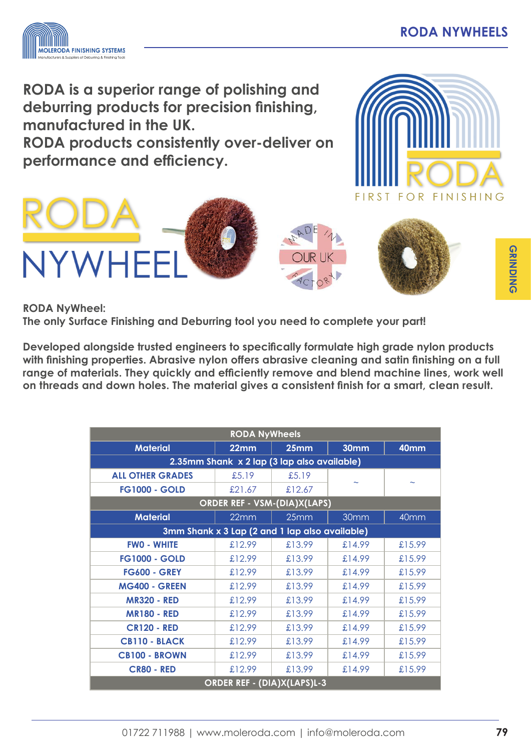RODA is a superior range of polishing and deburring products for precision finishing, manufactured in the UK.
RODA products consistently over-deliver on performance and efficiency.

RODA NYWHEEL

**RODA NyWheel:**
**The only Surface Finishing and Deburring tool you need to complete your part!**

**Developed alongside trusted engineers to specifically formulate high grade nylon products with finishing properties. Abrasive nylon offers abrasive cleaning and satin finishing on a full range of materials. They quickly and efficiently remove and blend machine lines, work well on threads and down holes. The material gives a consistent finish for a smart, clean result.**

| RODA NyWheels | | | | |
|---|---|---|---|---|
| **Material** | **22mm** | **25mm** | **30mm** | **40mm** |
| **2.35mm Shank x 2 lap (3 lap also available)** | | | | |
| **ALL OTHER GRADES** | £5.19 | £5.19 | ~ | ~ |
| **FG1000 - GOLD** | £21.67 | £12.67 | | |
| **ORDER REF - VSM-(DIA)X(LAPS)** | | | | |
| **Material** | 22mm | 25mm | 30mm | 40mm |
| **3mm Shank x 3 Lap (2 and 1 lap also available)** | | | | |
| **FWO - WHITE** | £12.99 | £13.99 | £14.99 | £15.99 |
| **FG1000 - GOLD** | £12.99 | £13.99 | £14.99 | £15.99 |
| **FG600 - GREY** | £12.99 | £13.99 | £14.99 | £15.99 |
| **MG400 - GREEN** | £12.99 | £13.99 | £14.99 | £15.99 |
| **MR320 - RED** | £12.99 | £13.99 | £14.99 | £15.99 |
| **MR180 - RED** | £12.99 | £13.99 | £14.99 | £15.99 |
| **CR120 - RED** | £12.99 | £13.99 | £14.99 | £15.99 |
| **CB110 - BLACK** | £12.99 | £13.99 | £14.99 | £15.99 |
| **CB100 - BROWN** | £12.99 | £13.99 | £14.99 | £15.99 |
| **CR80 - RED** | £12.99 | £13.99 | £14.99 | £15.99 |
| **ORDER REF - (DIA)X(LAPS)L-3** | | | | |